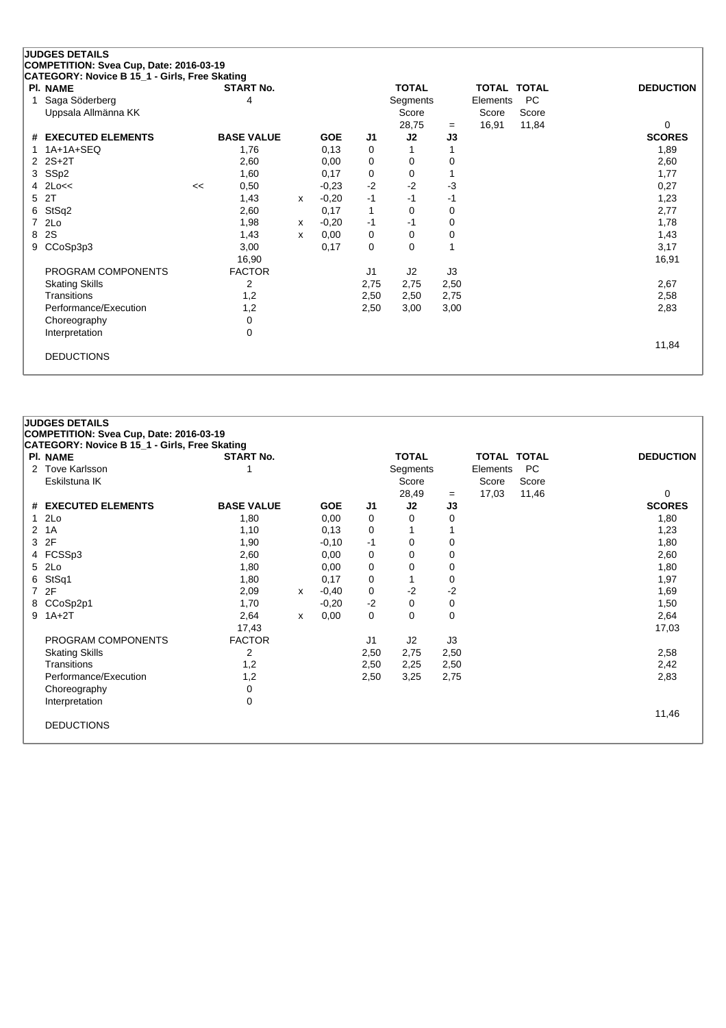**JUDGES DETAILS**

**COMPETITION: Svea Cup, Date: 2016-03-19**

**CATEGORY: Novice B 15_1 - Girls, Free Skating**

| Pl. | NAME | START No. | TOTAL Segments Score | = | TOTAL Elements Score | TOTAL PC Score | DEDUCTION |
|---|---|---|---|---|---|---|---|
| 1 | Saga Söderberg<br>Uppsala Allmänna KK | 4 | 28,75 | = | 16,91 | 11,84 | 0 |

| # | EXECUTED ELEMENTS | | BASE VALUE | | GOE | J1 | J2 | J3 | SCORES |
|---|---|---|---|---|---|---|---|---|---|
| 1 | 1A+1A+SEQ | | 1,76 | | 0,13 | 0 | 1 | 1 | 1,89 |
| 2 | 2S+2T | | 2,60 | | 0,00 | 0 | 0 | 0 | 2,60 |
| 3 | SSp2 | | 1,60 | | 0,17 | 0 | 0 | 1 | 1,77 |
| 4 | 2Lo<< | << | 0,50 | | -0,23 | -2 | -2 | -3 | 0,27 |
| 5 | 2T | | 1,43 | x | -0,20 | -1 | -1 | -1 | 1,23 |
| 6 | StSq2 | | 2,60 | | 0,17 | 1 | 0 | 0 | 2,77 |
| 7 | 2Lo | | 1,98 | x | -0,20 | -1 | -1 | 0 | 1,78 |
| 8 | 2S | | 1,43 | x | 0,00 | 0 | 0 | 0 | 1,43 |
| 9 | CCoSp3p3 | | 3,00 | | 0,17 | 0 | 0 | 1 | 3,17 |
| | | | 16,90 | | | | | | 16,91 |

| PROGRAM COMPONENTS | FACTOR | J1 | J2 | J3 | |
|---|---|---|---|---|---|
| Skating Skills | 2 | 2,75 | 2,75 | 2,50 | 2,67 |
| Transitions | 1,2 | 2,50 | 2,50 | 2,75 | 2,58 |
| Performance/Execution | 1,2 | 2,50 | 3,00 | 3,00 | 2,83 |
| Choreography | 0 | | | | |
| Interpretation | 0 | | | | |
| | | | | | 11,84 |

DEDUCTIONS

**JUDGES DETAILS**

**COMPETITION: Svea Cup, Date: 2016-03-19**

**CATEGORY: Novice B 15_1 - Girls, Free Skating**

| Pl. | NAME | START No. | TOTAL Segments Score | = | TOTAL Elements Score | TOTAL PC Score | DEDUCTION |
|---|---|---|---|---|---|---|---|
| 2 | Tove Karlsson<br>Eskilstuna IK | 1 | 28,49 | = | 17,03 | 11,46 | 0 |

| # | EXECUTED ELEMENTS | BASE VALUE | | GOE | J1 | J2 | J3 | SCORES |
|---|---|---|---|---|---|---|---|---|
| 1 | 2Lo | 1,80 | | 0,00 | 0 | 0 | 0 | 1,80 |
| 2 | 1A | 1,10 | | 0,13 | 0 | 1 | 1 | 1,23 |
| 3 | 2F | 1,90 | | -0,10 | -1 | 0 | 0 | 1,80 |
| 4 | FCSSp3 | 2,60 | | 0,00 | 0 | 0 | 0 | 2,60 |
| 5 | 2Lo | 1,80 | | 0,00 | 0 | 0 | 0 | 1,80 |
| 6 | StSq1 | 1,80 | | 0,17 | 0 | 1 | 0 | 1,97 |
| 7 | 2F | 2,09 | x | -0,40 | 0 | -2 | -2 | 1,69 |
| 8 | CCoSp2p1 | 1,70 | | -0,20 | -2 | 0 | 0 | 1,50 |
| 9 | 1A+2T | 2,64 | x | 0,00 | 0 | 0 | 0 | 2,64 |
| | | 17,43 | | | | | | 17,03 |

| PROGRAM COMPONENTS | FACTOR | J1 | J2 | J3 | |
|---|---|---|---|---|---|
| Skating Skills | 2 | 2,50 | 2,75 | 2,50 | 2,58 |
| Transitions | 1,2 | 2,50 | 2,25 | 2,50 | 2,42 |
| Performance/Execution | 1,2 | 2,50 | 3,25 | 2,75 | 2,83 |
| Choreography | 0 | | | | |
| Interpretation | 0 | | | | |
| | | | | | 11,46 |

DEDUCTIONS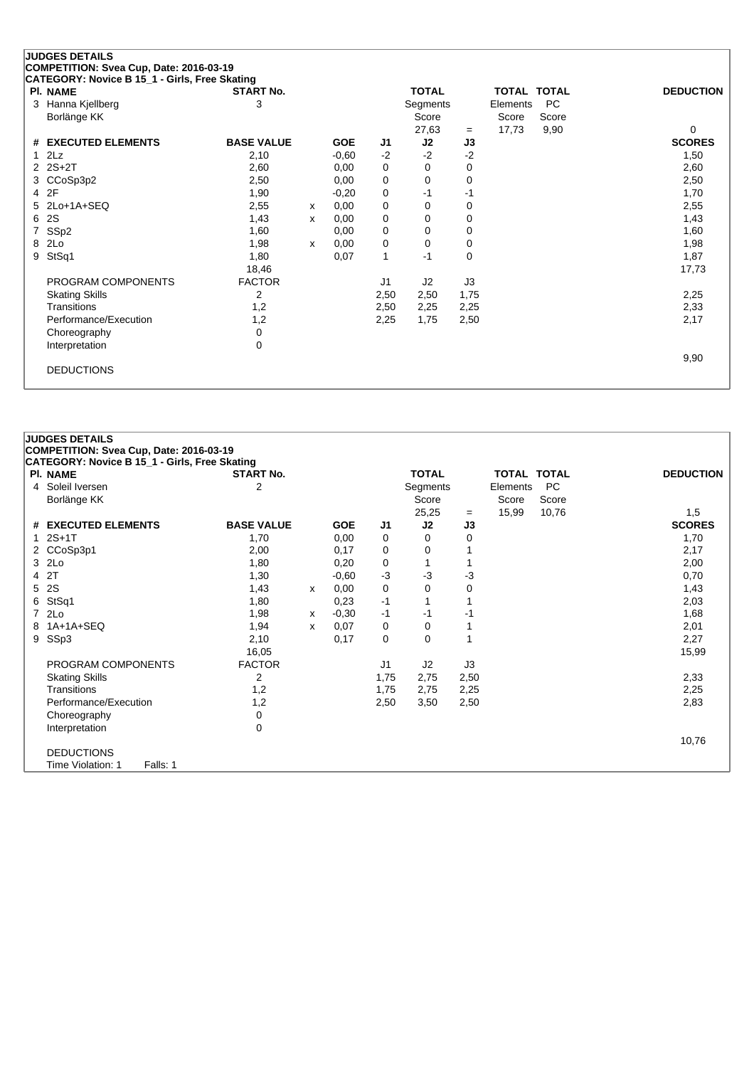## JUDGES DETAILS

**COMPETITION: Svea Cup, Date: 2016-03-19**

**CATEGORY: Novice B 15_1 - Girls, Free Skating**

| Pl. | NAME | START No. | | | | TOTAL Segments Score | | TOTAL Elements Score | TOTAL PC Score | DEDUCTION |
|---|---|---|---|---|---|---|---|---|---|---|
| 3 | Hanna Kjellberg | 3 | | | | 27,63 | = | 17,73 | 9,90 | 0 |
| | Borlänge KK | | | | | | | | | |

| # | EXECUTED ELEMENTS | BASE VALUE | | GOE | J1 | J2 | J3 | SCORES |
|---|---|---|---|---|---|---|---|---|
| 1 | 2Lz | 2,10 | | -0,60 | -2 | -2 | -2 | 1,50 |
| 2 | 2S+2T | 2,60 | | 0,00 | 0 | 0 | 0 | 2,60 |
| 3 | CCoSp3p2 | 2,50 | | 0,00 | 0 | 0 | 0 | 2,50 |
| 4 | 2F | 1,90 | | -0,20 | 0 | -1 | -1 | 1,70 |
| 5 | 2Lo+1A+SEQ | 2,55 | x | 0,00 | 0 | 0 | 0 | 2,55 |
| 6 | 2S | 1,43 | x | 0,00 | 0 | 0 | 0 | 1,43 |
| 7 | SSp2 | 1,60 | | 0,00 | 0 | 0 | 0 | 1,60 |
| 8 | 2Lo | 1,98 | x | 0,00 | 0 | 0 | 0 | 1,98 |
| 9 | StSq1 | 1,80 | | 0,07 | 1 | -1 | 0 | 1,87 |
| | | 18,46 | | | | | | 17,73 |

| PROGRAM COMPONENTS | FACTOR | J1 | J2 | J3 | SCORES |
|---|---|---|---|---|---|
| Skating Skills | 2 | 2,50 | 2,50 | 1,75 | 2,25 |
| Transitions | 1,2 | 2,50 | 2,25 | 2,25 | 2,33 |
| Performance/Execution | 1,2 | 2,25 | 1,75 | 2,50 | 2,17 |
| Choreography | 0 | | | | |
| Interpretation | 0 | | | | |
| | | | | | 9,90 |

DEDUCTIONS

## JUDGES DETAILS

**COMPETITION: Svea Cup, Date: 2016-03-19**

**CATEGORY: Novice B 15_1 - Girls, Free Skating**

| Pl. | NAME | START No. | | | | TOTAL Segments Score | | TOTAL Elements Score | TOTAL PC Score | DEDUCTION |
|---|---|---|---|---|---|---|---|---|---|---|
| 4 | Soleil Iversen | 2 | | | | 25,25 | = | 15,99 | 10,76 | 1,5 |
| | Borlänge KK | | | | | | | | | |

| # | EXECUTED ELEMENTS | BASE VALUE | | GOE | J1 | J2 | J3 | SCORES |
|---|---|---|---|---|---|---|---|---|
| 1 | 2S+1T | 1,70 | | 0,00 | 0 | 0 | 0 | 1,70 |
| 2 | CCoSp3p1 | 2,00 | | 0,17 | 0 | 0 | 1 | 2,17 |
| 3 | 2Lo | 1,80 | | 0,20 | 0 | 1 | 1 | 2,00 |
| 4 | 2T | 1,30 | | -0,60 | -3 | -3 | -3 | 0,70 |
| 5 | 2S | 1,43 | x | 0,00 | 0 | 0 | 0 | 1,43 |
| 6 | StSq1 | 1,80 | | 0,23 | -1 | 1 | 1 | 2,03 |
| 7 | 2Lo | 1,98 | x | -0,30 | -1 | -1 | -1 | 1,68 |
| 8 | 1A+1A+SEQ | 1,94 | x | 0,07 | 0 | 0 | 1 | 2,01 |
| 9 | SSp3 | 2,10 | | 0,17 | 0 | 0 | 1 | 2,27 |
| | | 16,05 | | | | | | 15,99 |

| PROGRAM COMPONENTS | FACTOR | J1 | J2 | J3 | SCORES |
|---|---|---|---|---|---|
| Skating Skills | 2 | 1,75 | 2,75 | 2,50 | 2,33 |
| Transitions | 1,2 | 1,75 | 2,75 | 2,25 | 2,25 |
| Performance/Execution | 1,2 | 2,50 | 3,50 | 2,50 | 2,83 |
| Choreography | 0 | | | | |
| Interpretation | 0 | | | | |
| | | | | | 10,76 |

DEDUCTIONS

Time Violation: 1 Falls: 1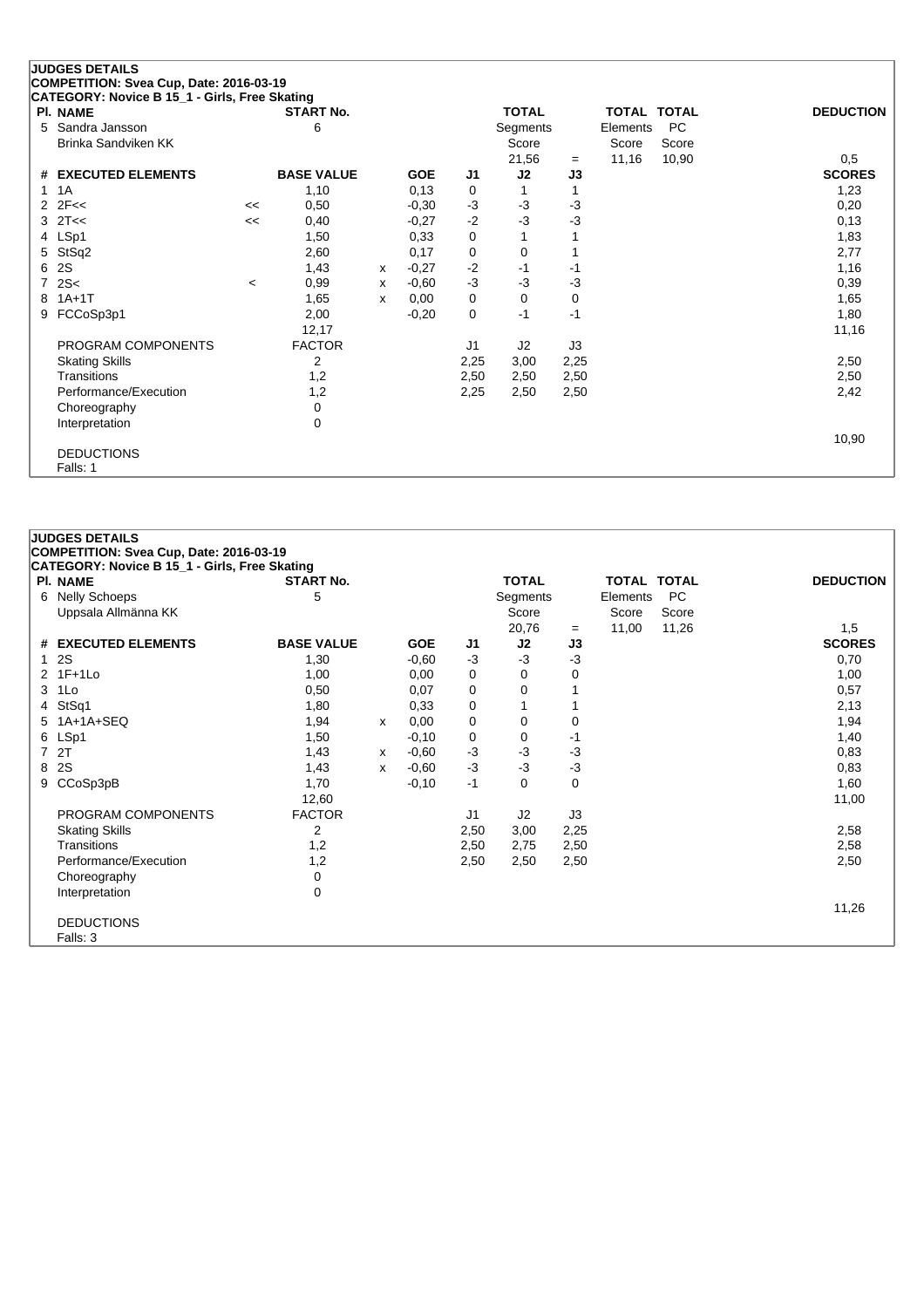**JUDGES DETAILS**

**COMPETITION: Svea Cup, Date: 2016-03-19**

**CATEGORY: Novice B 15_1 - Girls, Free Skating**

| Pl. | NAME | START No. | TOTAL Segments Score | = | TOTAL Elements Score | TOTAL PC Score | DEDUCTION |
|---|---|---|---|---|---|---|---|
| 5 | Sandra Jansson<br>Brinka Sandviken KK | 6 | 21,56 | = | 11,16 | 10,90 | 0,5 |

| # | EXECUTED ELEMENTS | | BASE VALUE | | GOE | J1 | J2 | J3 | SCORES |
|---|---|---|---|---|---|---|---|---|---|
| 1 | 1A | | 1,10 | | 0,13 | 0 | 1 | 1 | 1,23 |
| 2 | 2F<< | << | 0,50 | | -0,30 | -3 | -3 | -3 | 0,20 |
| 3 | 2T<< | << | 0,40 | | -0,27 | -2 | -3 | -3 | 0,13 |
| 4 | LSp1 | | 1,50 | | 0,33 | 0 | 1 | 1 | 1,83 |
| 5 | StSq2 | | 2,60 | | 0,17 | 0 | 0 | 1 | 2,77 |
| 6 | 2S | | 1,43 | x | -0,27 | -2 | -1 | -1 | 1,16 |
| 7 | 2S< | < | 0,99 | x | -0,60 | -3 | -3 | -3 | 0,39 |
| 8 | 1A+1T | | 1,65 | x | 0,00 | 0 | 0 | 0 | 1,65 |
| 9 | FCCoSp3p1 | | 2,00 | | -0,20 | 0 | -1 | -1 | 1,80 |
| | | | 12,17 | | | | | | 11,16 |

| PROGRAM COMPONENTS | FACTOR | J1 | J2 | J3 | |
|---|---|---|---|---|---|
| Skating Skills | 2 | 2,25 | 3,00 | 2,25 | 2,50 |
| Transitions | 1,2 | 2,50 | 2,50 | 2,50 | 2,50 |
| Performance/Execution | 1,2 | 2,25 | 2,50 | 2,50 | 2,42 |
| Choreography | 0 | | | | |
| Interpretation | 0 | | | | |
| | | | | | 10,90 |

DEDUCTIONS
Falls: 1

**JUDGES DETAILS**

**COMPETITION: Svea Cup, Date: 2016-03-19**

**CATEGORY: Novice B 15_1 - Girls, Free Skating**

| Pl. | NAME | START No. | TOTAL Segments Score | = | TOTAL Elements Score | TOTAL PC Score | DEDUCTION |
|---|---|---|---|---|---|---|---|
| 6 | Nelly Schoeps<br>Uppsala Allmänna KK | 5 | 20,76 | = | 11,00 | 11,26 | 1,5 |

| # | EXECUTED ELEMENTS | BASE VALUE | | GOE | J1 | J2 | J3 | SCORES |
|---|---|---|---|---|---|---|---|---|
| 1 | 2S | 1,30 | | -0,60 | -3 | -3 | -3 | 0,70 |
| 2 | 1F+1Lo | 1,00 | | 0,00 | 0 | 0 | 0 | 1,00 |
| 3 | 1Lo | 0,50 | | 0,07 | 0 | 0 | 1 | 0,57 |
| 4 | StSq1 | 1,80 | | 0,33 | 0 | 1 | 1 | 2,13 |
| 5 | 1A+1A+SEQ | 1,94 | x | 0,00 | 0 | 0 | 0 | 1,94 |
| 6 | LSp1 | 1,50 | | -0,10 | 0 | 0 | -1 | 1,40 |
| 7 | 2T | 1,43 | x | -0,60 | -3 | -3 | -3 | 0,83 |
| 8 | 2S | 1,43 | x | -0,60 | -3 | -3 | -3 | 0,83 |
| 9 | CCoSp3pB | 1,70 | | -0,10 | -1 | 0 | 0 | 1,60 |
| | | 12,60 | | | | | | 11,00 |

| PROGRAM COMPONENTS | FACTOR | J1 | J2 | J3 | |
|---|---|---|---|---|---|
| Skating Skills | 2 | 2,50 | 3,00 | 2,25 | 2,58 |
| Transitions | 1,2 | 2,50 | 2,75 | 2,50 | 2,58 |
| Performance/Execution | 1,2 | 2,50 | 2,50 | 2,50 | 2,50 |
| Choreography | 0 | | | | |
| Interpretation | 0 | | | | |
| | | | | | 11,26 |

DEDUCTIONS
Falls: 3